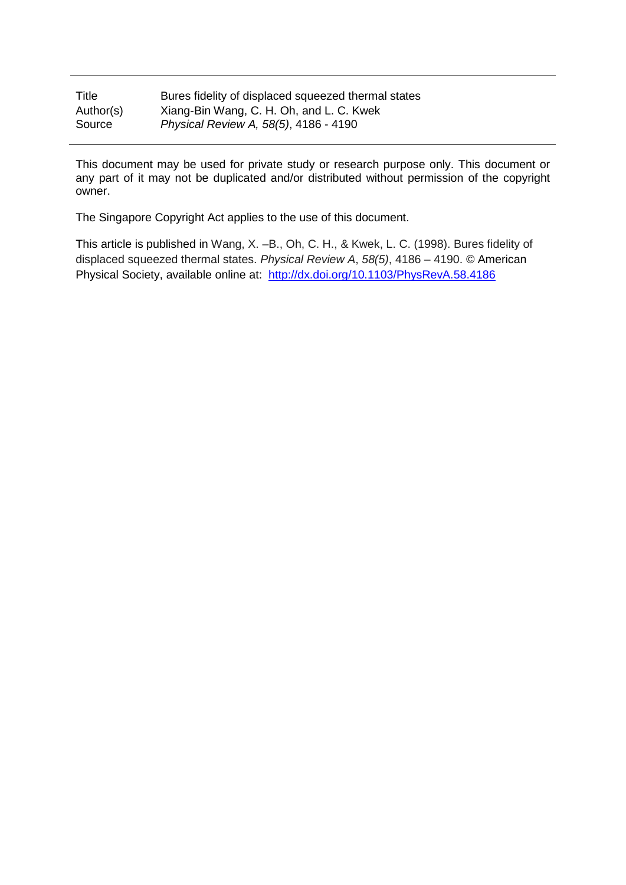| | |
|---|---|
| Title | Bures fidelity of displaced squeezed thermal states |
| Author(s) | Xiang-Bin Wang, C. H. Oh, and L. C. Kwek |
| Source | *Physical Review A, 58(5)*, 4186 - 4190 |

This document may be used for private study or research purpose only. This document or any part of it may not be duplicated and/or distributed without permission of the copyright owner.

The Singapore Copyright Act applies to the use of this document.

This article is published in Wang, X. –B., Oh, C. H., & Kwek, L. C. (1998). Bures fidelity of displaced squeezed thermal states. *Physical Review A*, *58(5)*, 4186 – 4190. © American Physical Society, available online at: http://dx.doi.org/10.1103/PhysRevA.58.4186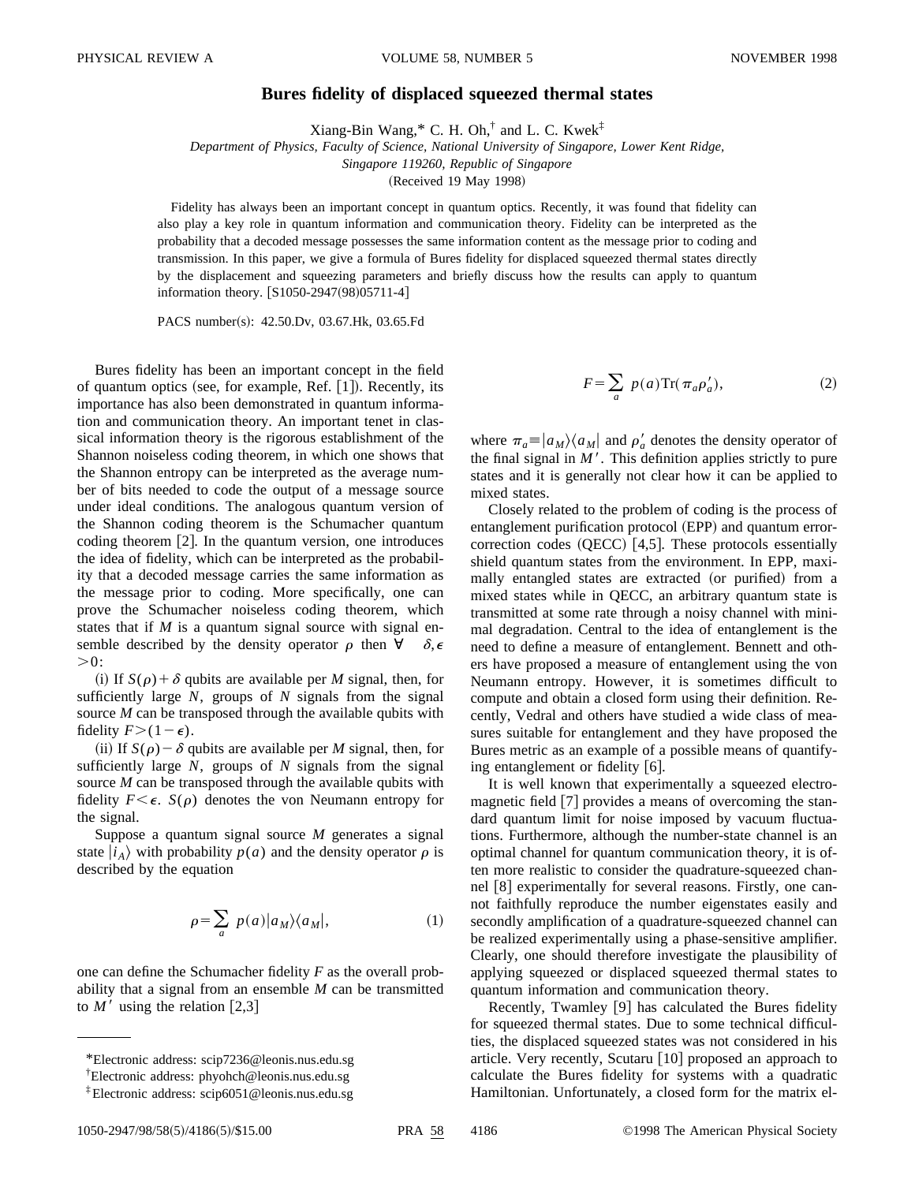# Bures fidelity of displaced squeezed thermal states

Xiang-Bin Wang,* C. H. Oh,† and L. C. Kwek‡

*Department of Physics, Faculty of Science, National University of Singapore, Lower Kent Ridge, Singapore 119260, Republic of Singapore*

(Received 19 May 1998)

Fidelity has always been an important concept in quantum optics. Recently, it was found that fidelity can also play a key role in quantum information and communication theory. Fidelity can be interpreted as the probability that a decoded message possesses the same information content as the message prior to coding and transmission. In this paper, we give a formula of Bures fidelity for displaced squeezed thermal states directly by the displacement and squeezing parameters and briefly discuss how the results can apply to quantum information theory. [S1050-2947(98)05711-4]

PACS number(s): 42.50.Dv, 03.67.Hk, 03.65.Fd

Bures fidelity has been an important concept in the field of quantum optics (see, for example, Ref. [1]). Recently, its importance has also been demonstrated in quantum information and communication theory. An important tenet in classical information theory is the rigorous establishment of the Shannon noiseless coding theorem, in which one shows that the Shannon entropy can be interpreted as the average number of bits needed to code the output of a message source under ideal conditions. The analogous quantum version of the Shannon coding theorem is the Schumacher quantum coding theorem [2]. In the quantum version, one introduces the idea of fidelity, which can be interpreted as the probability that a decoded message carries the same information as the message prior to coding. More specifically, one can prove the Schumacher noiseless coding theorem, which states that if $M$ is a quantum signal source with signal ensemble described by the density operator $\rho$ then $\forall \quad \delta,\epsilon > 0$:

(i) If $S(\rho)+\delta$ qubits are available per $M$ signal, then, for sufficiently large $N$, groups of $N$ signals from the signal source $M$ can be transposed through the available qubits with fidelity $F > (1-\epsilon)$.

(ii) If $S(\rho)-\delta$ qubits are available per $M$ signal, then, for sufficiently large $N$, groups of $N$ signals from the signal source $M$ can be transposed through the available qubits with fidelity $F < \epsilon$. $S(\rho)$ denotes the von Neumann entropy for the signal.

Suppose a quantum signal source $M$ generates a signal state $|i_A\rangle$ with probability $p(a)$ and the density operator $\rho$ is described by the equation

$$\rho = \sum_a p(a)|a_M\rangle\langle a_M|, \tag{1}$$

one can define the Schumacher fidelity $F$ as the overall probability that a signal from an ensemble $M$ can be transmitted to $M'$ using the relation [2,3]

$$F = \sum_a p(a)\mathrm{Tr}(\pi_a \rho'_a), \tag{2}$$

where $\pi_a \equiv |a_M\rangle\langle a_M|$ and $\rho'_a$ denotes the density operator of the final signal in $M'$. This definition applies strictly to pure states and it is generally not clear how it can be applied to mixed states.

Closely related to the problem of coding is the process of entanglement purification protocol (EPP) and quantum error-correction codes (QECC) [4,5]. These protocols essentially shield quantum states from the environment. In EPP, maximally entangled states are extracted (or purified) from a mixed states while in QECC, an arbitrary quantum state is transmitted at some rate through a noisy channel with minimal degradation. Central to the idea of entanglement is the need to define a measure of entanglement. Bennett and others have proposed a measure of entanglement using the von Neumann entropy. However, it is sometimes difficult to compute and obtain a closed form using their definition. Recently, Vedral and others have studied a wide class of measures suitable for entanglement and they have proposed the Bures metric as an example of a possible means of quantifying entanglement or fidelity [6].

It is well known that experimentally a squeezed electromagnetic field [7] provides a means of overcoming the standard quantum limit for noise imposed by vacuum fluctuations. Furthermore, although the number-state channel is an optimal channel for quantum communication theory, it is often more realistic to consider the quadrature-squeezed channel [8] experimentally for several reasons. Firstly, one cannot faithfully reproduce the number eigenstates easily and secondly amplification of a quadrature-squeezed channel can be realized experimentally using a phase-sensitive amplifier. Clearly, one should therefore investigate the plausibility of applying squeezed or displaced squeezed thermal states to quantum information and communication theory.

Recently, Twamley [9] has calculated the Bures fidelity for squeezed thermal states. Due to some technical difficulties, the displaced squeezed states was not considered in his article. Very recently, Scutaru [10] proposed an approach to calculate the Bures fidelity for systems with a quadratic Hamiltonian. Unfortunately, a closed form for the matrix el-

*Electronic address: scip7236@leonis.nus.edu.sg

†Electronic address: phyohch@leonis.nus.edu.sg

‡Electronic address: scip6051@leonis.nus.edu.sg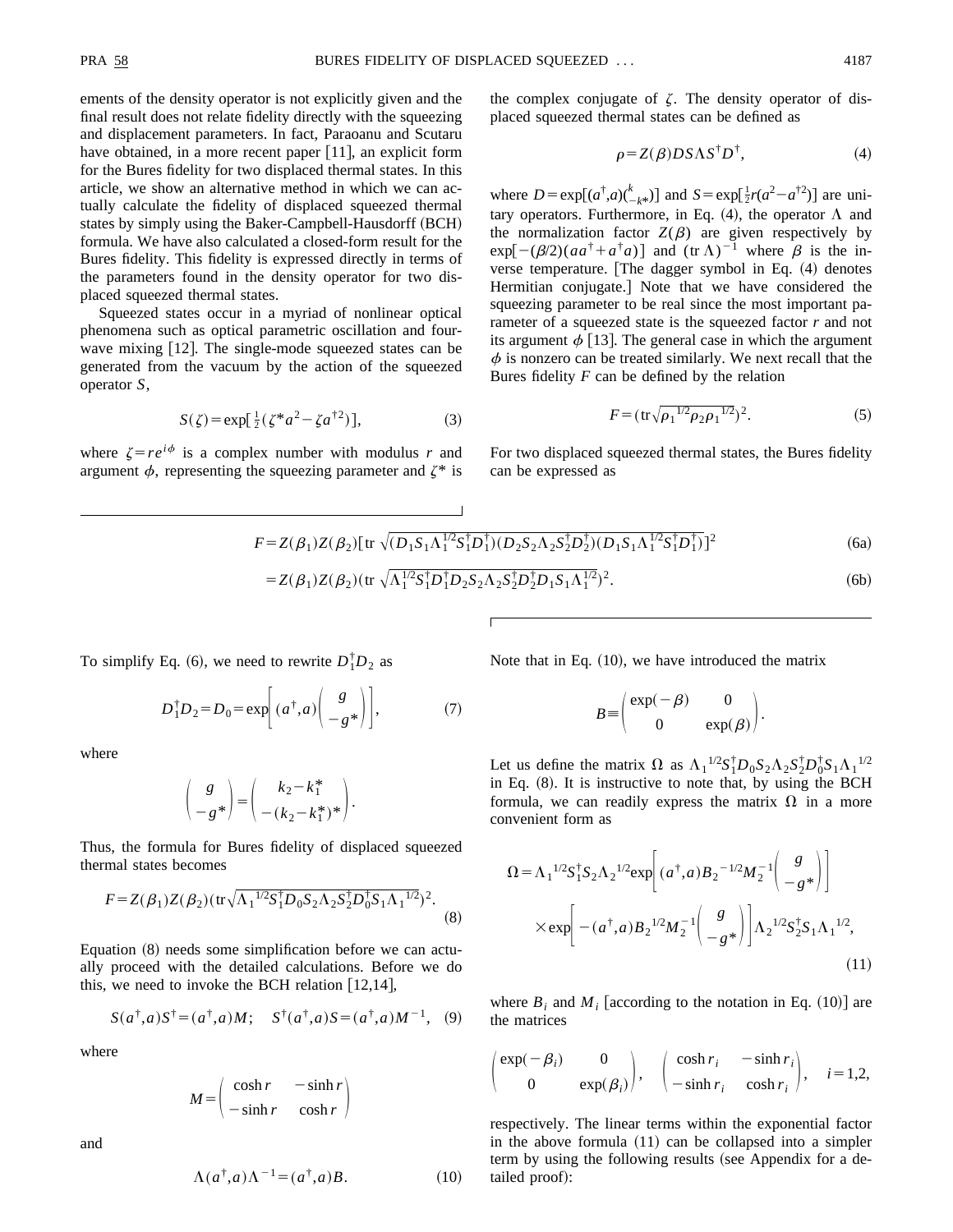ements of the density operator is not explicitly given and the final result does not relate fidelity directly with the squeezing and displacement parameters. In fact, Paraoanu and Scutaru have obtained, in a more recent paper [11], an explicit form for the Bures fidelity for two displaced thermal states. In this article, we show an alternative method in which we can actually calculate the fidelity of displaced squeezed thermal states by simply using the Baker-Campbell-Hausdorff (BCH) formula. We have also calculated a closed-form result for the Bures fidelity. This fidelity is expressed directly in terms of the parameters found in the density operator for two displaced squeezed thermal states.

Squeezed states occur in a myriad of nonlinear optical phenomena such as optical parametric oscillation and four-wave mixing [12]. The single-mode squeezed states can be generated from the vacuum by the action of the squeezed operator $S$,

$$S(\zeta)=\exp[\tfrac{1}{2}(\zeta^* a^2-\zeta a^{\dagger 2})], \tag{3}$$

where $\zeta=re^{i\phi}$ is a complex number with modulus $r$ and argument $\phi$, representing the squeezing parameter and $\zeta^*$ is the complex conjugate of $\zeta$. The density operator of displaced squeezed thermal states can be defined as

$$\rho=Z(\beta)DS\Lambda S^\dagger D^\dagger, \tag{4}$$

where $D=\exp[(a^\dagger,a)\binom{k}{-k^*}]$ and $S=\exp[\frac{1}{2}r(a^2-a^{\dagger 2})]$ are unitary operators. Furthermore, in Eq. (4), the operator $\Lambda$ and the normalization factor $Z(\beta)$ are given respectively by $\exp[-(\beta/2)(aa^\dagger+a^\dagger a)]$ and $(\mathrm{tr}\,\Lambda)^{-1}$ where $\beta$ is the inverse temperature. [The dagger symbol in Eq. (4) denotes Hermitian conjugate.] Note that we have considered the squeezing parameter to be real since the most important parameter of a squeezed state is the squeezed factor $r$ and not its argument $\phi$ [13]. The general case in which the argument $\phi$ is nonzero can be treated similarly. We next recall that the Bures fidelity $F$ can be defined by the relation

$$F=(\mathrm{tr}\sqrt{\rho_1{}^{1/2}\rho_2\rho_1{}^{1/2}})^2. \tag{5}$$

For two displaced squeezed thermal states, the Bures fidelity can be expressed as

$$F=Z(\beta_1)Z(\beta_2)[\mathrm{tr}\,\sqrt{(D_1S_1\Lambda_1^{1/2}S_1^\dagger D_1^\dagger)(D_2S_2\Lambda_2S_2^\dagger D_2^\dagger)(D_1S_1\Lambda_1^{1/2}S_1^\dagger D_1^\dagger)}]^2 \tag{6a}$$

$$=Z(\beta_1)Z(\beta_2)(\mathrm{tr}\,\sqrt{\Lambda_1^{1/2}S_1^\dagger D_1^\dagger D_2S_2\Lambda_2S_2^\dagger D_2^\dagger D_1S_1\Lambda_1^{1/2}})^2. \tag{6b}$$

To simplify Eq. (6), we need to rewrite $D_1^\dagger D_2$ as

$$D_1^\dagger D_2=D_0=\exp\left[(a^\dagger,a)\begin{pmatrix} g\\ -g^*\end{pmatrix}\right], \tag{7}$$

where

$$\begin{pmatrix} g\\ -g^*\end{pmatrix}=\begin{pmatrix} k_2-k_1^*\\ -(k_2-k_1^*)^*\end{pmatrix}.$$

Thus, the formula for Bures fidelity of displaced squeezed thermal states becomes

$$F=Z(\beta_1)Z(\beta_2)(\mathrm{tr}\sqrt{\Lambda_1{}^{1/2}S_1^\dagger D_0S_2\Lambda_2S_2^\dagger D_0^\dagger S_1\Lambda_1{}^{1/2}})^2. \tag{8}$$

Equation (8) needs some simplification before we can actually proceed with the detailed calculations. Before we do this, we need to invoke the BCH relation [12,14],

$$S(a^\dagger,a)S^\dagger=(a^\dagger,a)M;\quad S^\dagger(a^\dagger,a)S=(a^\dagger,a)M^{-1}, \tag{9}$$

where

$$M=\begin{pmatrix}\cosh r & -\sinh r\\ -\sinh r & \cosh r\end{pmatrix}$$

and

$$\Lambda(a^\dagger,a)\Lambda^{-1}=(a^\dagger,a)B. \tag{10}$$

Note that in Eq. (10), we have introduced the matrix

$$B\equiv\begin{pmatrix}\exp(-\beta) & 0\\ 0 & \exp(\beta)\end{pmatrix}.$$

Let us define the matrix $\Omega$ as $\Lambda_1{}^{1/2}S_1^\dagger D_0S_2\Lambda_2S_2^\dagger D_0^\dagger S_1\Lambda_1{}^{1/2}$ in Eq. (8). It is instructive to note that, by using the BCH formula, we can readily express the matrix $\Omega$ in a more convenient form as

$$\Omega=\Lambda_1{}^{1/2}S_1^\dagger S_2\Lambda_2{}^{1/2}\exp\left[(a^\dagger,a)B_2{}^{-1/2}M_2^{-1}\begin{pmatrix} g\\ -g^*\end{pmatrix}\right]\times\exp\left[-(a^\dagger,a)B_2{}^{1/2}M_2^{-1}\begin{pmatrix} g\\ -g^*\end{pmatrix}\right]\Lambda_2{}^{1/2}S_2^\dagger S_1\Lambda_1{}^{1/2}, \tag{11}$$

where $B_i$ and $M_i$ [according to the notation in Eq. (10)] are the matrices

$$\begin{pmatrix}\exp(-\beta_i) & 0\\ 0 & \exp(\beta_i)\end{pmatrix},\quad \begin{pmatrix}\cosh r_i & -\sinh r_i\\ -\sinh r_i & \cosh r_i\end{pmatrix},\quad i=1,2,$$

respectively. The linear terms within the exponential factor in the above formula (11) can be collapsed into a simpler term by using the following results (see Appendix for a detailed proof):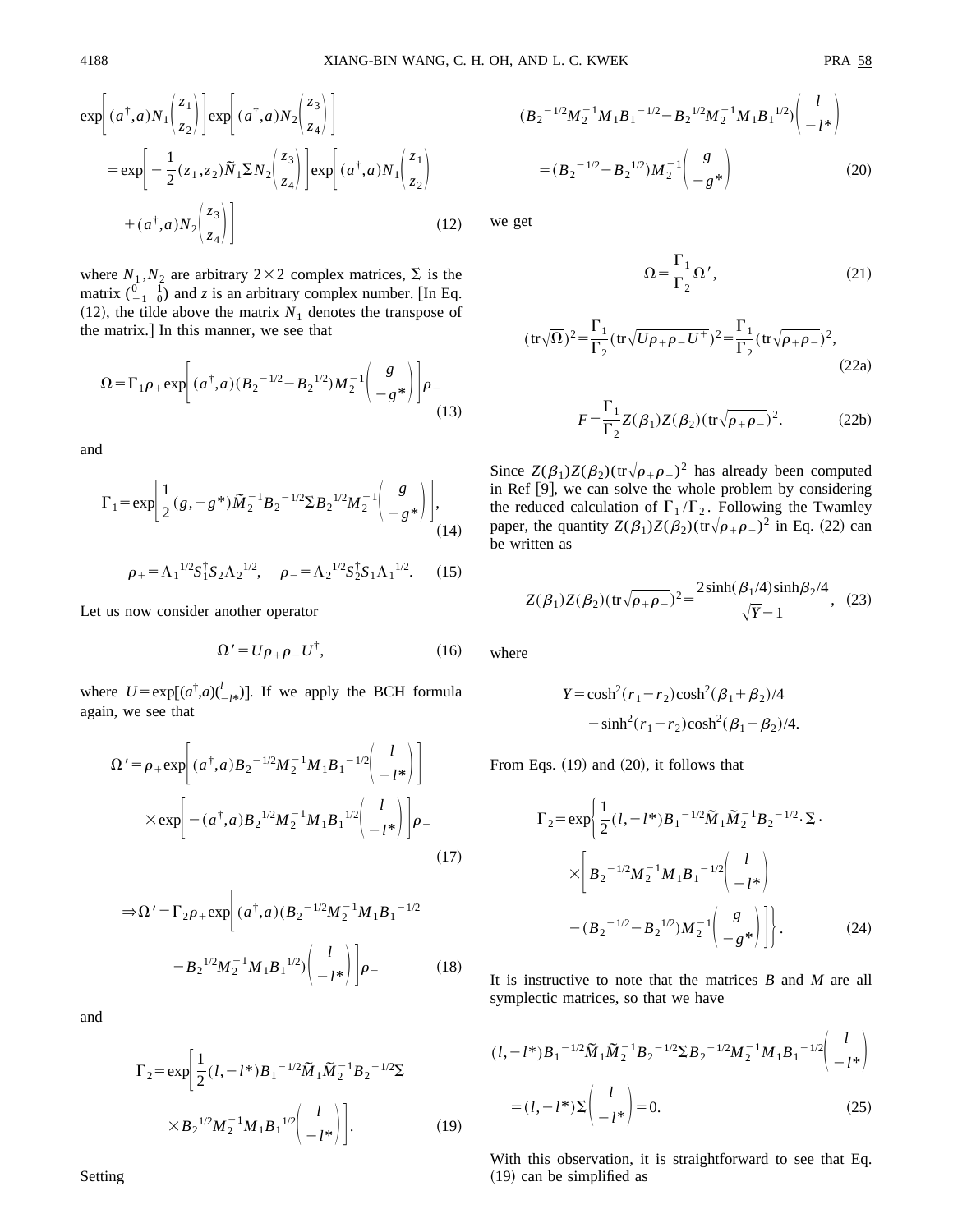$$
\exp\left[(a^\dagger,a)N_1\begin{pmatrix} z_1 \\ z_2 \end{pmatrix}\right]\exp\left[(a^\dagger,a)N_2\begin{pmatrix} z_3 \\ z_4 \end{pmatrix}\right]
$$

$$
=\exp\left[-\frac{1}{2}(z_1,z_2)\tilde{N}_1\Sigma N_2\begin{pmatrix} z_3 \\ z_4 \end{pmatrix}\right]\exp\left[(a^\dagger,a)N_1\begin{pmatrix} z_1 \\ z_2 \end{pmatrix} + (a^\dagger,a)N_2\begin{pmatrix} z_3 \\ z_4 \end{pmatrix}\right] \quad (12)
$$

where $N_1,N_2$ are arbitrary $2\times2$ complex matrices, $\Sigma$ is the matrix $\begin{pmatrix} 0 & 1 \\ -1 & 0 \end{pmatrix}$ and $z$ is an arbitrary complex number. [In Eq. (12), the tilde above the matrix $N_1$ denotes the transpose of the matrix.] In this manner, we see that

$$
\Omega=\Gamma_1\rho_+\exp\left[(a^\dagger,a)(B_2{}^{-1/2}-B_2{}^{1/2})M_2^{-1}\begin{pmatrix} g \\ -g^* \end{pmatrix}\right]\rho_- \quad (13)
$$

and

$$
\Gamma_1=\exp\left[\frac{1}{2}(g,-g^*)\tilde{M}_2^{-1}B_2{}^{-1/2}\Sigma B_2{}^{1/2}M_2{}^{-1}\begin{pmatrix} g \\ -g^* \end{pmatrix}\right], \quad (14)
$$

$$
\rho_+=\Lambda_1{}^{1/2}S_1^\dagger S_2\Lambda_2{}^{1/2}, \quad \rho_-=\Lambda_2{}^{1/2}S_2^\dagger S_1\Lambda_1{}^{1/2}. \quad (15)
$$

Let us now consider another operator

$$
\Omega'=U\rho_+\rho_-U^\dagger, \quad (16)
$$

where $U=\exp[(a^\dagger,a)\binom{l}{-l^*}]$. If we apply the BCH formula again, we see that

$$
\Omega'=\rho_+\exp\left[(a^\dagger,a)B_2{}^{-1/2}M_2^{-1}M_1B_1{}^{-1/2}\begin{pmatrix} l \\ -l^* \end{pmatrix}\right]\times\exp\left[-(a^\dagger,a)B_2{}^{1/2}M_2^{-1}M_1B_1{}^{1/2}\begin{pmatrix} l \\ -l^* \end{pmatrix}\right]\rho_- \quad (17)
$$

$$
\Rightarrow\Omega'=\Gamma_2\rho_+\exp\left[(a^\dagger,a)(B_2{}^{-1/2}M_2^{-1}M_1B_1{}^{-1/2} - B_2{}^{1/2}M_2^{-1}M_1B_1{}^{1/2})\begin{pmatrix} l \\ -l^* \end{pmatrix}\right]\rho_- \quad (18)
$$

and

$$
\Gamma_2=\exp\left[\frac{1}{2}(l,-l^*)B_1{}^{-1/2}\tilde{M}_1\tilde{M}_2^{-1}B_2{}^{-1/2}\Sigma\times B_2{}^{1/2}M_2^{-1}M_1B_1{}^{1/2}\begin{pmatrix} l \\ -l^* \end{pmatrix}\right]. \quad (19)
$$

Setting

$$
(B_2{}^{-1/2}M_2^{-1}M_1B_1{}^{-1/2}-B_2{}^{1/2}M_2^{-1}M_1B_1{}^{1/2})\begin{pmatrix} l \\ -l^* \end{pmatrix} =(B_2{}^{-1/2}-B_2{}^{1/2})M_2^{-1}\begin{pmatrix} g \\ -g^* \end{pmatrix} \quad (20)
$$

we get

$$
\Omega=\frac{\Gamma_1}{\Gamma_2}\Omega', \quad (21)
$$

$$
(\mathrm{tr}\sqrt{\Omega})^2=\frac{\Gamma_1}{\Gamma_2}(\mathrm{tr}\sqrt{U\rho_+\rho_-U^+})^2=\frac{\Gamma_1}{\Gamma_2}(\mathrm{tr}\sqrt{\rho_+\rho_-})^2, \quad (22a)
$$

$$
F=\frac{\Gamma_1}{\Gamma_2}Z(\beta_1)Z(\beta_2)(\mathrm{tr}\sqrt{\rho_+\rho_-})^2. \quad (22b)
$$

Since $Z(\beta_1)Z(\beta_2)(\mathrm{tr}\sqrt{\rho_+\rho_-})^2$ has already been computed in Ref [9], we can solve the whole problem by considering the reduced calculation of $\Gamma_1/\Gamma_2$. Following the Twamley paper, the quantity $Z(\beta_1)Z(\beta_2)(\mathrm{tr}\sqrt{\rho_+\rho_-})^2$ in Eq. (22) can be written as

$$
Z(\beta_1)Z(\beta_2)(\mathrm{tr}\sqrt{\rho_+\rho_-})^2=\frac{2\sinh(\beta_1/4)\sinh\beta_2/4}{\sqrt{Y}-1}, \quad (23)
$$

where

$$
Y=\cosh^2(r_1-r_2)\cosh^2(\beta_1+\beta_2)/4 -\sinh^2(r_1-r_2)\cosh^2(\beta_1-\beta_2)/4.
$$

From Eqs. (19) and (20), it follows that

$$
\Gamma_2=\exp\left\{\frac{1}{2}(l,-l^*)B_1{}^{-1/2}\tilde{M}_1\tilde{M}_2^{-1}B_2{}^{-1/2}\cdot\Sigma\cdot\times\left[B_2{}^{-1/2}M_2^{-1}M_1B_1{}^{-1/2}\begin{pmatrix} l \\ -l^* \end{pmatrix} -(B_2{}^{-1/2}-B_2{}^{1/2})M_2^{-1}\begin{pmatrix} g \\ -g^* \end{pmatrix}\right]\right\}. \quad (24)
$$

It is instructive to note that the matrices $B$ and $M$ are all symplectic matrices, so that we have

$$
(l,-l^*)B_1{}^{-1/2}\tilde{M}_1\tilde{M}_2^{-1}B_2{}^{-1/2}\Sigma B_2{}^{-1/2}M_2^{-1}M_1B_1{}^{-1/2}\begin{pmatrix} l \\ -l^* \end{pmatrix} =(l,-l^*)\Sigma\begin{pmatrix} l \\ -l^* \end{pmatrix}=0. \quad (25)
$$

With this observation, it is straightforward to see that Eq. (19) can be simplified as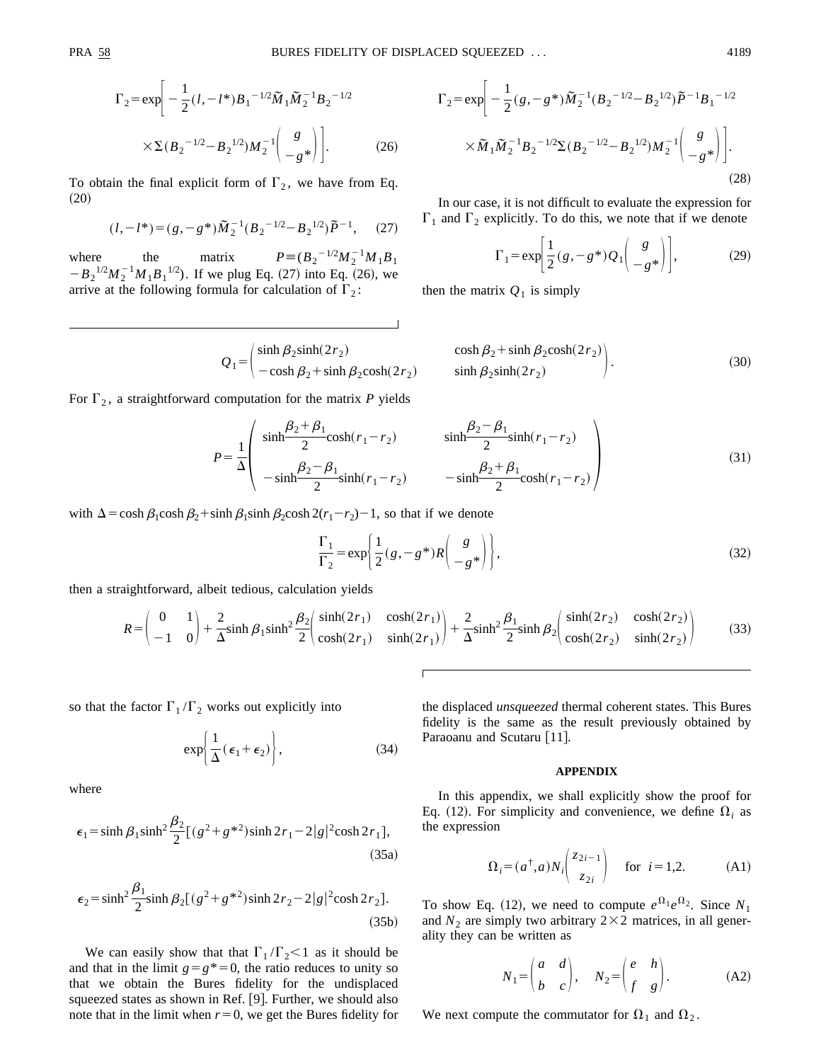$$\Gamma_2 = \exp\left[ -\frac{1}{2}(l,-l^*)B_1^{-1/2}\tilde{M}_1\tilde{M}_2^{-1}B_2^{-1/2} \times\Sigma(B_2^{-1/2}-B_2^{1/2})M_2^{-1}\begin{pmatrix} g \\ -g^* \end{pmatrix}\right]. \tag{26}$$

To obtain the final explicit form of $\Gamma_2$, we have from Eq. (20)

$$(l,-l^*) = (g,-g^*)\tilde{M}_2^{-1}(B_2^{-1/2}-B_2^{1/2})\tilde{P}^{-1}, \tag{27}$$

where the matrix $P \equiv (B_2^{-1/2}M_2^{-1}M_1B_1 - B_2^{1/2}M_2^{-1}M_1B_1^{1/2})$. If we plug Eq. (27) into Eq. (26), we arrive at the following formula for calculation of $\Gamma_2$:

$$\Gamma_2 = \exp\left[ -\frac{1}{2}(g,-g^*)\tilde{M}_2^{-1}(B_2^{-1/2}-B_2^{1/2})\tilde{P}^{-1}B_1^{-1/2} \times\tilde{M}_1\tilde{M}_2^{-1}B_2^{-1/2}\Sigma(B_2^{-1/2}-B_2^{1/2})M_2^{-1}\begin{pmatrix} g \\ -g^* \end{pmatrix}\right]. \tag{28}$$

In our case, it is not difficult to evaluate the expression for $\Gamma_1$ and $\Gamma_2$ explicitly. To do this, we note that if we denote

$$\Gamma_1 = \exp\left[\frac{1}{2}(g,-g^*)Q_1\begin{pmatrix} g \\ -g^* \end{pmatrix}\right], \tag{29}$$

then the matrix $Q_1$ is simply

$$Q_1 = \begin{pmatrix} \sinh\beta_2\sinh(2r_2) & \cosh\beta_2 + \sinh\beta_2\cosh(2r_2) \\ -\cosh\beta_2 + \sinh\beta_2\cosh(2r_2) & \sinh\beta_2\sinh(2r_2) \end{pmatrix}. \tag{30}$$

For $\Gamma_2$, a straightforward computation for the matrix $P$ yields

$$P = \frac{1}{\Delta}\begin{pmatrix} \sinh\frac{\beta_2+\beta_1}{2}\cosh(r_1-r_2) & \sinh\frac{\beta_2-\beta_1}{2}\sinh(r_1-r_2) \\ -\sinh\frac{\beta_2-\beta_1}{2}\sinh(r_1-r_2) & -\sinh\frac{\beta_2+\beta_1}{2}\cosh(r_1-r_2) \end{pmatrix} \tag{31}$$

with $\Delta = \cosh\beta_1\cosh\beta_2 + \sinh\beta_1\sinh\beta_2\cosh 2(r_1-r_2) - 1$, so that if we denote

$$\frac{\Gamma_1}{\Gamma_2} = \exp\left\{\frac{1}{2}(g,-g^*)R\begin{pmatrix} g \\ -g^* \end{pmatrix}\right\}, \tag{32}$$

then a straightforward, albeit tedious, calculation yields

$$R = \begin{pmatrix} 0 & 1 \\ -1 & 0 \end{pmatrix} + \frac{2}{\Delta}\sinh\beta_1\sinh^2\frac{\beta_2}{2}\begin{pmatrix} \sinh(2r_1) & \cosh(2r_1) \\ \cosh(2r_1) & \sinh(2r_1) \end{pmatrix} + \frac{2}{\Delta}\sinh^2\frac{\beta_1}{2}\sinh\beta_2\begin{pmatrix} \sinh(2r_2) & \cosh(2r_2) \\ \cosh(2r_2) & \sinh(2r_2) \end{pmatrix} \tag{33}$$

so that the factor $\Gamma_1/\Gamma_2$ works out explicitly into

$$\exp\left\{\frac{1}{\Delta}(\epsilon_1+\epsilon_2)\right\}, \tag{34}$$

where

$$\epsilon_1 = \sinh\beta_1\sinh^2\frac{\beta_2}{2}[(g^2+g^{*2})\sinh 2r_1 - 2|g|^2\cosh 2r_1], \tag{35a}$$

$$\epsilon_2 = \sinh^2\frac{\beta_1}{2}\sinh\beta_2[(g^2+g^{*2})\sinh 2r_2 - 2|g|^2\cosh 2r_2]. \tag{35b}$$

We can easily show that that $\Gamma_1/\Gamma_2 < 1$ as it should be and that in the limit $g = g^* = 0$, the ratio reduces to unity so that we obtain the Bures fidelity for the undisplaced squeezed states as shown in Ref. [9]. Further, we should also note that in the limit when $r=0$, we get the Bures fidelity for the displaced *unsqueezed* thermal coherent states. This Bures fidelity is the same as the result previously obtained by Paraoanu and Scutaru [11].

## APPENDIX

In this appendix, we shall explicitly show the proof for Eq. (12). For simplicity and convenience, we define $\Omega_i$ as the expression

$$\Omega_i = (a^\dagger, a)N_i\begin{pmatrix} z_{2i-1} \\ z_{2i} \end{pmatrix} \quad \text{for } i=1,2. \tag{A1}$$

To show Eq. (12), we need to compute $e^{\Omega_1}e^{\Omega_2}$. Since $N_1$ and $N_2$ are simply two arbitrary $2\times 2$ matrices, in all generality they can be written as

$$N_1 = \begin{pmatrix} a & d \\ b & c \end{pmatrix}, \quad N_2 = \begin{pmatrix} e & h \\ f & g \end{pmatrix}. \tag{A2}$$

We next compute the commutator for $\Omega_1$ and $\Omega_2$.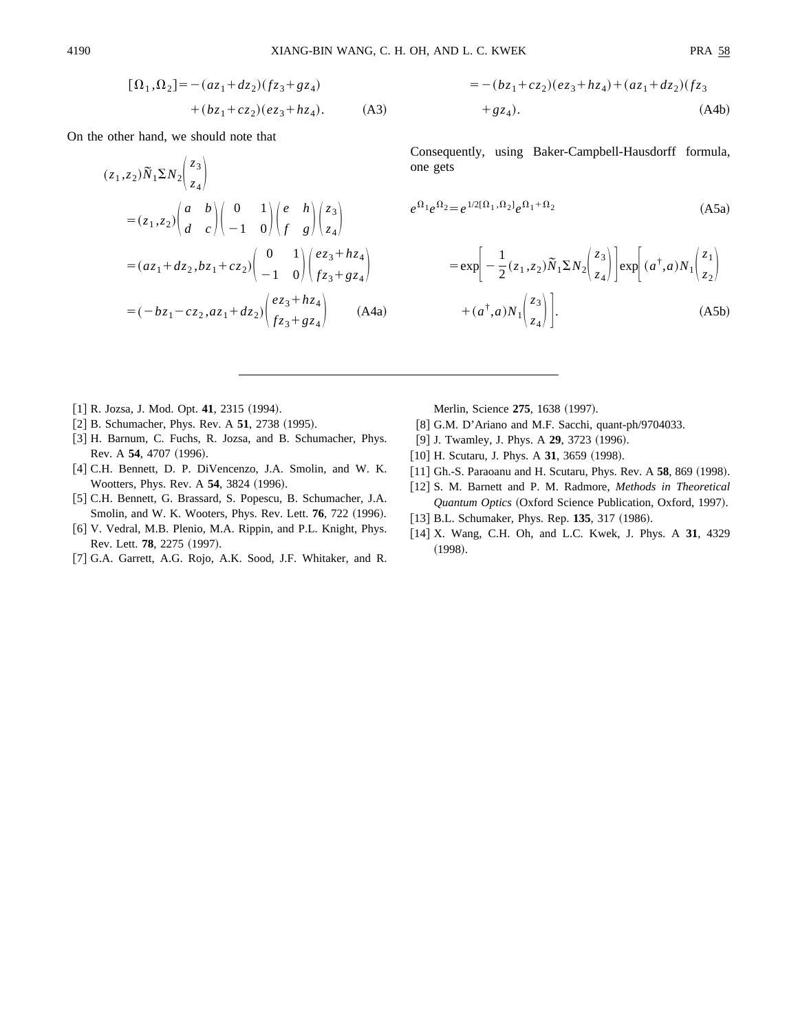$$[\Omega_1,\Omega_2] = -(az_1+dz_2)(fz_3+gz_4) + (bz_1+cz_2)(ez_3+hz_4). \tag{A3}$$

On the other hand, we should note that

$$(z_1,z_2)\tilde{N}_1\Sigma N_2\begin{pmatrix} z_3 \\ z_4 \end{pmatrix} = (z_1,z_2)\begin{pmatrix} a & b \\ d & c \end{pmatrix}\begin{pmatrix} 0 & 1 \\ -1 & 0 \end{pmatrix}\begin{pmatrix} e & h \\ f & g \end{pmatrix}\begin{pmatrix} z_3 \\ z_4 \end{pmatrix}$$

$$= (az_1+dz_2, bz_1+cz_2)\begin{pmatrix} 0 & 1 \\ -1 & 0 \end{pmatrix}\begin{pmatrix} ez_3+hz_4 \\ fz_3+gz_4 \end{pmatrix}$$

$$= (-bz_1-cz_2, az_1+dz_2)\begin{pmatrix} ez_3+hz_4 \\ fz_3+gz_4 \end{pmatrix} \tag{A4a}$$

$$= -(bz_1+cz_2)(ez_3+hz_4) + (az_1+dz_2)(fz_3+gz_4). \tag{A4b}$$

Consequently, using Baker-Campbell-Hausdorff formula, one gets

$$e^{\Omega_1}e^{\Omega_2} = e^{1/2[\Omega_1,\Omega_2]}e^{\Omega_1+\Omega_2} \tag{A5a}$$

$$= \exp\left[-\frac{1}{2}(z_1,z_2)\tilde{N}_1\Sigma N_2\begin{pmatrix} z_3 \\ z_4 \end{pmatrix}\right]\exp\left[(a^\dagger,a)N_1\begin{pmatrix} z_1 \\ z_2 \end{pmatrix} + (a^\dagger,a)N_1\begin{pmatrix} z_3 \\ z_4 \end{pmatrix}\right]. \tag{A5b}$$

---

[1] R. Jozsa, J. Mod. Opt. **41**, 2315 (1994).

[2] B. Schumacher, Phys. Rev. A **51**, 2738 (1995).

[3] H. Barnum, C. Fuchs, R. Jozsa, and B. Schumacher, Phys. Rev. A **54**, 4707 (1996).

[4] C.H. Bennett, D. P. DiVencenzo, J.A. Smolin, and W. K. Wootters, Phys. Rev. A **54**, 3824 (1996).

[5] C.H. Bennett, G. Brassard, S. Popescu, B. Schumacher, J.A. Smolin, and W. K. Wooters, Phys. Rev. Lett. **76**, 722 (1996).

[6] V. Vedral, M.B. Plenio, M.A. Rippin, and P.L. Knight, Phys. Rev. Lett. **78**, 2275 (1997).

[7] G.A. Garrett, A.G. Rojo, A.K. Sood, J.F. Whitaker, and R. Merlin, Science **275**, 1638 (1997).

[8] G.M. D'Ariano and M.F. Sacchi, quant-ph/9704033.

[9] J. Twamley, J. Phys. A **29**, 3723 (1996).

[10] H. Scutaru, J. Phys. A **31**, 3659 (1998).

[11] Gh.-S. Paraoanu and H. Scutaru, Phys. Rev. A **58**, 869 (1998).

[12] S. M. Barnett and P. M. Radmore, *Methods in Theoretical Quantum Optics* (Oxford Science Publication, Oxford, 1997).

[13] B.L. Schumaker, Phys. Rep. **135**, 317 (1986).

[14] X. Wang, C.H. Oh, and L.C. Kwek, J. Phys. A **31**, 4329 (1998).